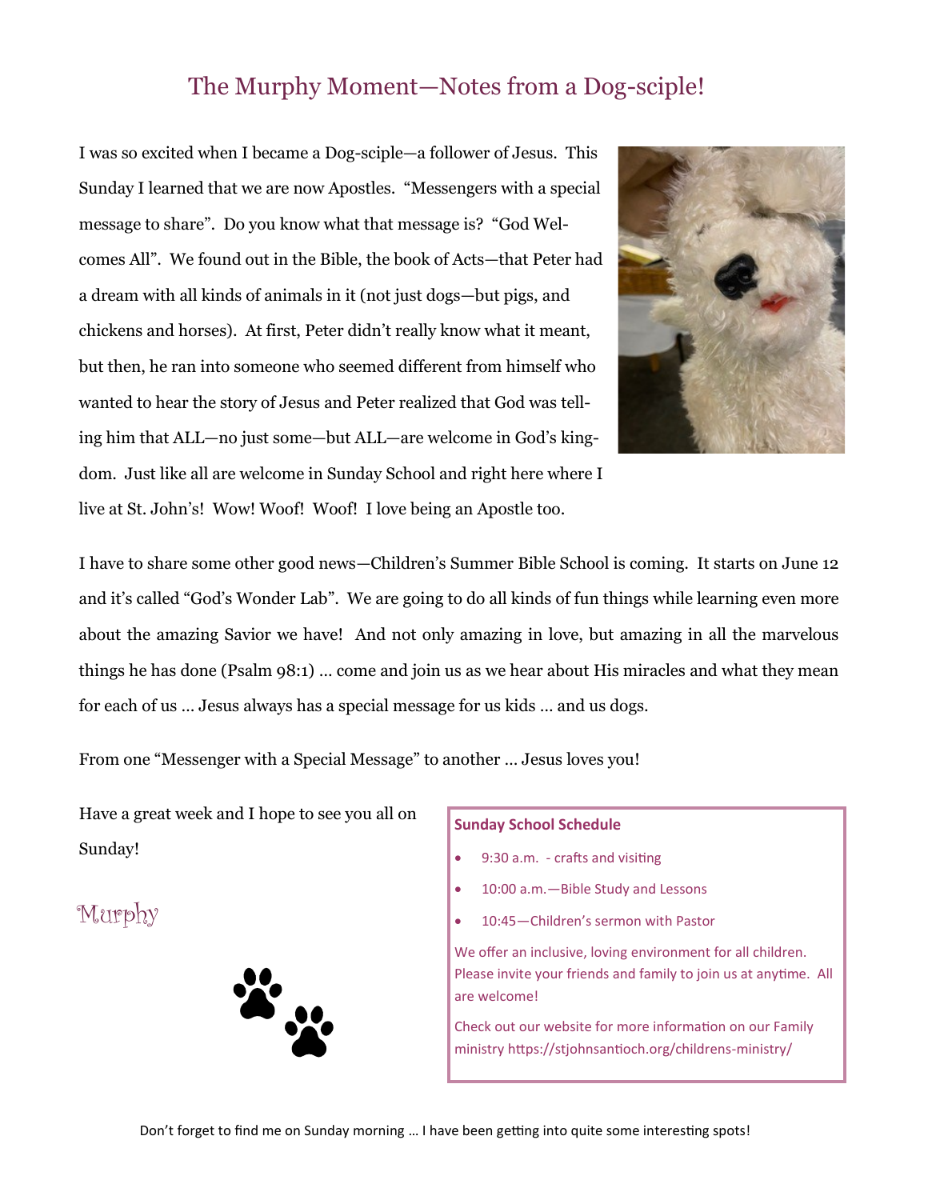# The Murphy Moment—Notes from a Dog-sciple!

I was so excited when I became a Dog-sciple—a follower of Jesus. This Sunday I learned that we are now Apostles. "Messengers with a special message to share". Do you know what that message is? "God Welcomes All". We found out in the Bible, the book of Acts—that Peter had a dream with all kinds of animals in it (not just dogs—but pigs, and chickens and horses). At first, Peter didn't really know what it meant, but then, he ran into someone who seemed different from himself who wanted to hear the story of Jesus and Peter realized that God was telling him that ALL—no just some—but ALL—are welcome in God's kingdom. Just like all are welcome in Sunday School and right here where I live at St. John's! Wow! Woof! Woof! I love being an Apostle too.

I have to share some other good news—Children's Summer Bible School is coming. It starts on June 12 and it's called "God's Wonder Lab". We are going to do all kinds of fun things while learning even more about the amazing Savior we have! And not only amazing in love, but amazing in all the marvelous things he has done (Psalm 98:1) … come and join us as we hear about His miracles and what they mean for each of us … Jesus always has a special message for us kids … and us dogs.

From one "Messenger with a Special Message" to another … Jesus loves you!

Have a great week and I hope to see you all on Sunday!

Murphy

**Sunday School Schedule**

- 9:30 a.m. - crafts and visiting
- 10:00 a.m.—Bible Study and Lessons
- 10:45—Children's sermon with Pastor

We offer an inclusive, loving environment for all children. Please invite your friends and family to join us at anytime. All are welcome!

Check out our website for more information on our Family ministry https://stjohnsantioch.org/childrens-ministry/

Don't forget to find me on Sunday morning … I have been getting into quite some interesting spots!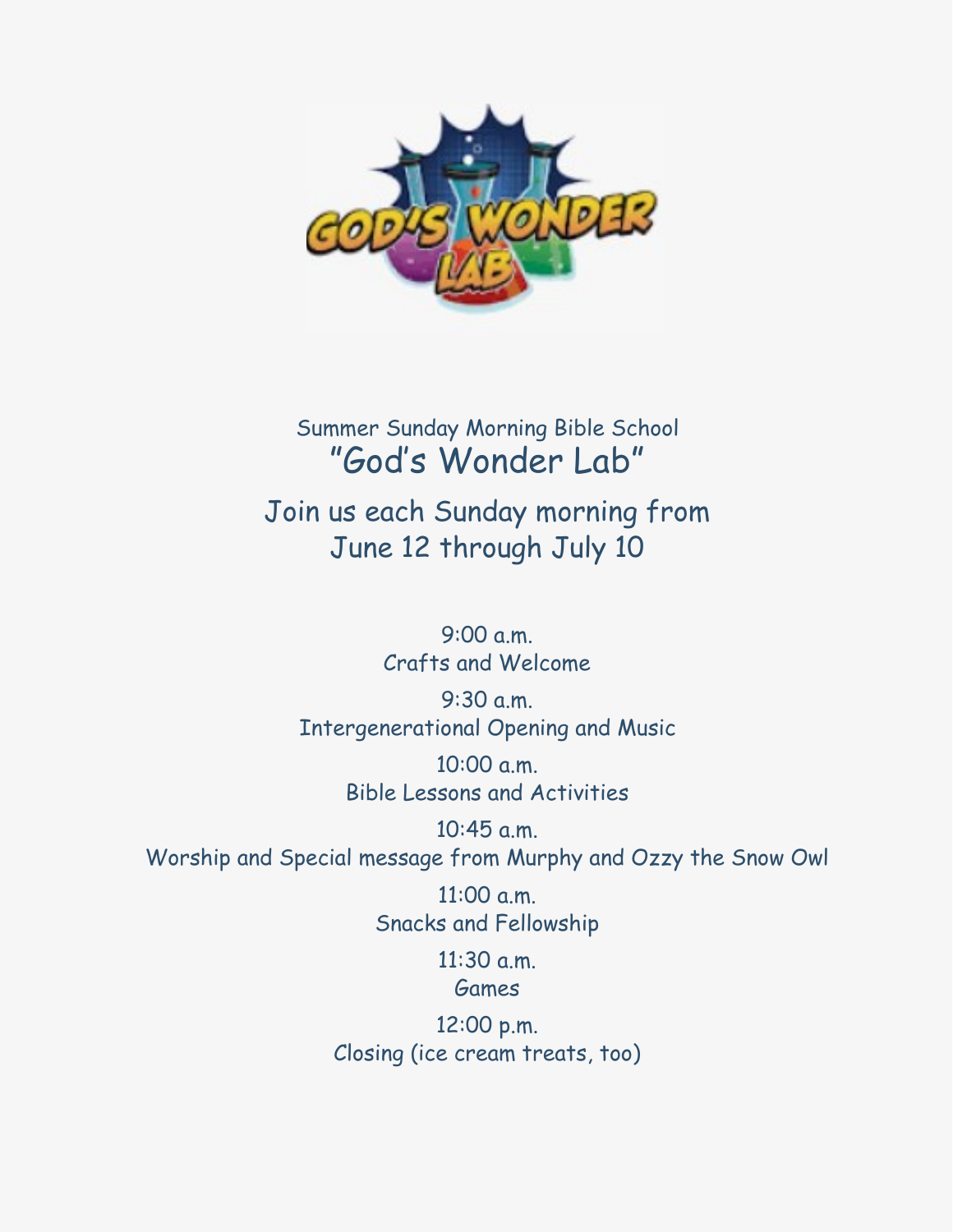Summer Sunday Morning Bible School

# "God's Wonder Lab"

## Join us each Sunday morning from June 12 through July 10

9:00 a.m.
Crafts and Welcome

9:30 a.m.
Intergenerational Opening and Music

10:00 a.m.
Bible Lessons and Activities

10:45 a.m.
Worship and Special message from Murphy and Ozzy the Snow Owl

11:00 a.m.
Snacks and Fellowship

11:30 a.m.
Games

12:00 p.m.
Closing (ice cream treats, too)